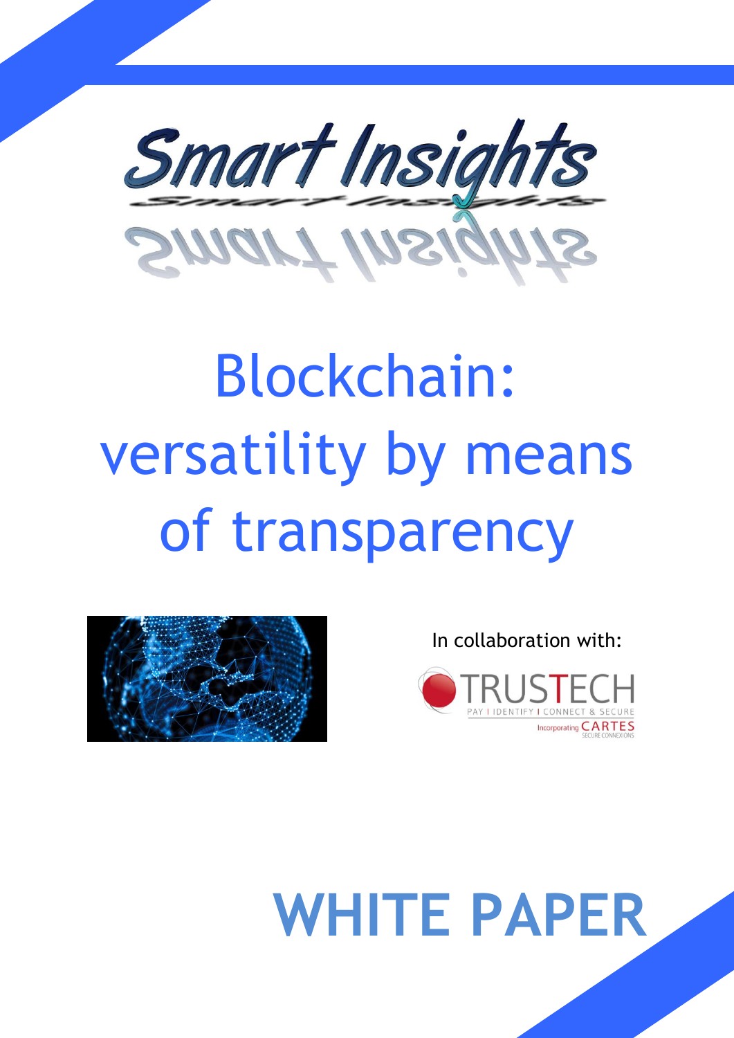Smart Insights

# Blockchain: versatility by means of transparency

In collaboration with:

TRUSTECH
PAY | IDENTIFY | CONNECT & SECURE
Incorporating CARTES
SECURE CONNEXIONS

# WHITE PAPER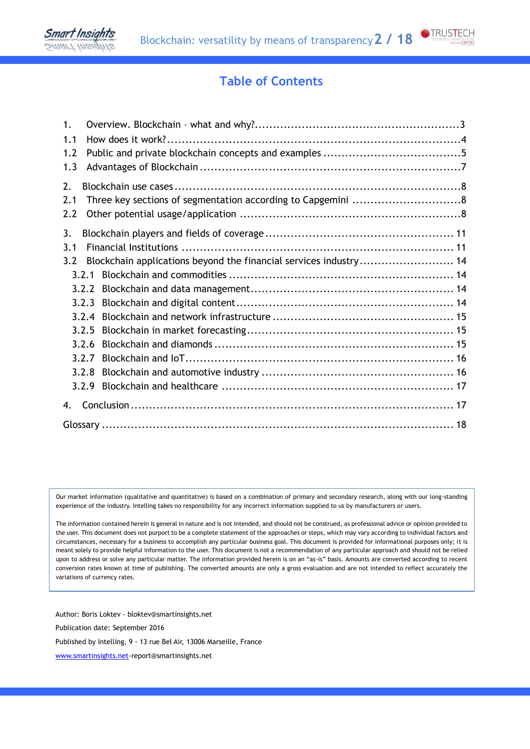# Table of Contents

1. Overview. Blockchain – what and why? ........ 3
1.1 How does it work? ........ 4
1.2 Public and private blockchain concepts and examples ........ 5
1.3 Advantages of Blockchain ........ 7

2. Blockchain use cases ........ 8
2.1 Three key sections of segmentation according to Capgemini ........ 8
2.2 Other potential usage/application ........ 8

3. Blockchain players and fields of coverage ........ 11
3.1 Financial Institutions ........ 11
3.2 Blockchain applications beyond the financial services industry ........ 14
3.2.1 Blockchain and commodities ........ 14
3.2.2 Blockchain and data management ........ 14
3.2.3 Blockchain and digital content ........ 14
3.2.4 Blockchain and network infrastructure ........ 15
3.2.5 Blockchain in market forecasting ........ 15
3.2.6 Blockchain and diamonds ........ 15
3.2.7 Blockchain and IoT ........ 16
3.2.8 Blockchain and automotive industry ........ 16
3.2.9 Blockchain and healthcare ........ 17

4. Conclusion ........ 17

Glossary ........ 18

Our market information (qualitative and quantitative) is based on a combination of primary and secondary research, along with our long-standing experience of the industry. Intelling takes no responsibility for any incorrect information supplied to us by manufacturers or users.

The information contained herein is general in nature and is not intended, and should not be construed, as professional advice or opinion provided to the user. This document does not purport to be a complete statement of the approaches or steps, which may vary according to individual factors and circumstances, necessary for a business to accomplish any particular business goal. This document is provided for informational purposes only; it is meant solely to provide helpful information to the user. This document is not a recommendation of any particular approach and should not be relied upon to address or solve any particular matter. The information provided herein is on an "as-is" basis. Amounts are converted according to recent conversion rates known at time of publishing. The converted amounts are only a gross evaluation and are not intended to reflect accurately the variations of currency rates.

Author: Boris Loktev - bloktev@smartinsights.net

Publication date: September 2016

Published by Intelling, 9 - 13 rue Bel Air, 13006 Marseille, France

www.smartinsights.net-report@smartinsights.net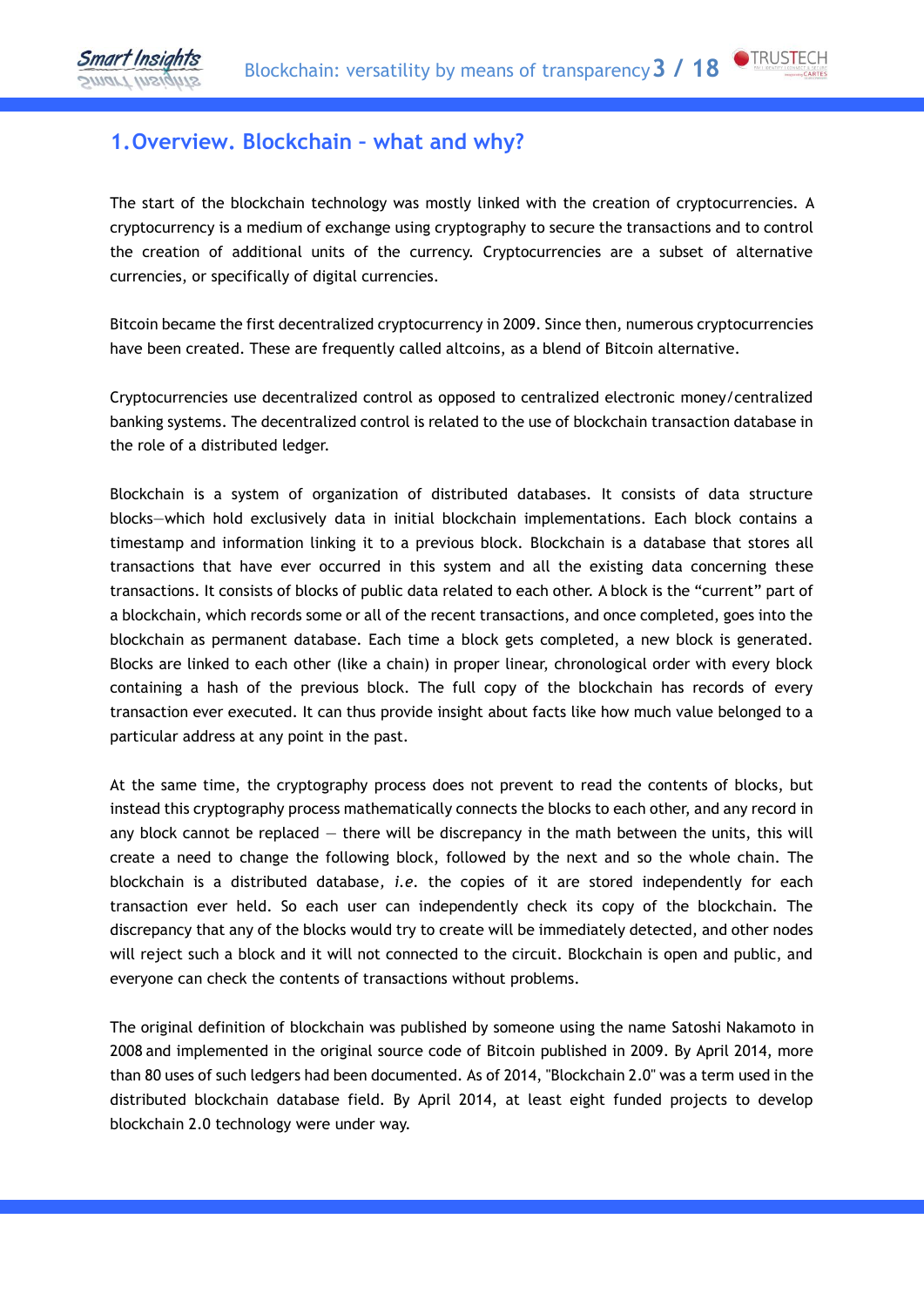## 1. Overview. Blockchain – what and why?

The start of the blockchain technology was mostly linked with the creation of cryptocurrencies. A cryptocurrency is a medium of exchange using cryptography to secure the transactions and to control the creation of additional units of the currency. Cryptocurrencies are a subset of alternative currencies, or specifically of digital currencies.

Bitcoin became the first decentralized cryptocurrency in 2009. Since then, numerous cryptocurrencies have been created. These are frequently called altcoins, as a blend of Bitcoin alternative.

Cryptocurrencies use decentralized control as opposed to centralized electronic money/centralized banking systems. The decentralized control is related to the use of blockchain transaction database in the role of a distributed ledger.

Blockchain is a system of organization of distributed databases. It consists of data structure blocks—which hold exclusively data in initial blockchain implementations. Each block contains a timestamp and information linking it to a previous block. Blockchain is a database that stores all transactions that have ever occurred in this system and all the existing data concerning these transactions. It consists of blocks of public data related to each other. A block is the “current” part of a blockchain, which records some or all of the recent transactions, and once completed, goes into the blockchain as permanent database. Each time a block gets completed, a new block is generated. Blocks are linked to each other (like a chain) in proper linear, chronological order with every block containing a hash of the previous block. The full copy of the blockchain has records of every transaction ever executed. It can thus provide insight about facts like how much value belonged to a particular address at any point in the past.

At the same time, the cryptography process does not prevent to read the contents of blocks, but instead this cryptography process mathematically connects the blocks to each other, and any record in any block cannot be replaced — there will be discrepancy in the math between the units, this will create a need to change the following block, followed by the next and so the whole chain. The blockchain is a distributed database, *i.e.* the copies of it are stored independently for each transaction ever held. So each user can independently check its copy of the blockchain. The discrepancy that any of the blocks would try to create will be immediately detected, and other nodes will reject such a block and it will not connected to the circuit. Blockchain is open and public, and everyone can check the contents of transactions without problems.

The original definition of blockchain was published by someone using the name Satoshi Nakamoto in 2008 and implemented in the original source code of Bitcoin published in 2009. By April 2014, more than 80 uses of such ledgers had been documented. As of 2014, "Blockchain 2.0" was a term used in the distributed blockchain database field. By April 2014, at least eight funded projects to develop blockchain 2.0 technology were under way.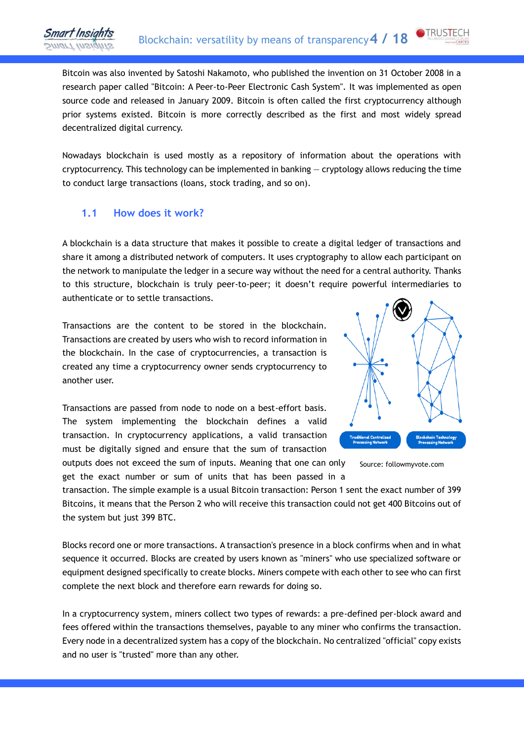Bitcoin was also invented by Satoshi Nakamoto, who published the invention on 31 October 2008 in a research paper called "Bitcoin: A Peer-to-Peer Electronic Cash System". It was implemented as open source code and released in January 2009. Bitcoin is often called the first cryptocurrency although prior systems existed. Bitcoin is more correctly described as the first and most widely spread decentralized digital currency.

Nowadays blockchain is used mostly as a repository of information about the operations with cryptocurrency. This technology can be implemented in banking — cryptology allows reducing the time to conduct large transactions (loans, stock trading, and so on).

## 1.1 How does it work?

A blockchain is a data structure that makes it possible to create a digital ledger of transactions and share it among a distributed network of computers. It uses cryptography to allow each participant on the network to manipulate the ledger in a secure way without the need for a central authority. Thanks to this structure, blockchain is truly peer-to-peer; it doesn't require powerful intermediaries to authenticate or to settle transactions.

Transactions are the content to be stored in the blockchain. Transactions are created by users who wish to record information in the blockchain. In the case of cryptocurrencies, a transaction is created any time a cryptocurrency owner sends cryptocurrency to another user.

Traditional Centralized Processing Network | Blockchain Technology Processing Network

Source: followmyvote.com

Transactions are passed from node to node on a best-effort basis. The system implementing the blockchain defines a valid transaction. In cryptocurrency applications, a valid transaction must be digitally signed and ensure that the sum of transaction outputs does not exceed the sum of inputs. Meaning that one can only get the exact number or sum of units that has been passed in a transaction. The simple example is a usual Bitcoin transaction: Person 1 sent the exact number of 399 Bitcoins, it means that the Person 2 who will receive this transaction could not get 400 Bitcoins out of the system but just 399 BTC.

Blocks record one or more transactions. A transaction's presence in a block confirms when and in what sequence it occurred. Blocks are created by users known as "miners" who use specialized software or equipment designed specifically to create blocks. Miners compete with each other to see who can first complete the next block and therefore earn rewards for doing so.

In a cryptocurrency system, miners collect two types of rewards: a pre-defined per-block award and fees offered within the transactions themselves, payable to any miner who confirms the transaction. Every node in a decentralized system has a copy of the blockchain. No centralized "official" copy exists and no user is "trusted" more than any other.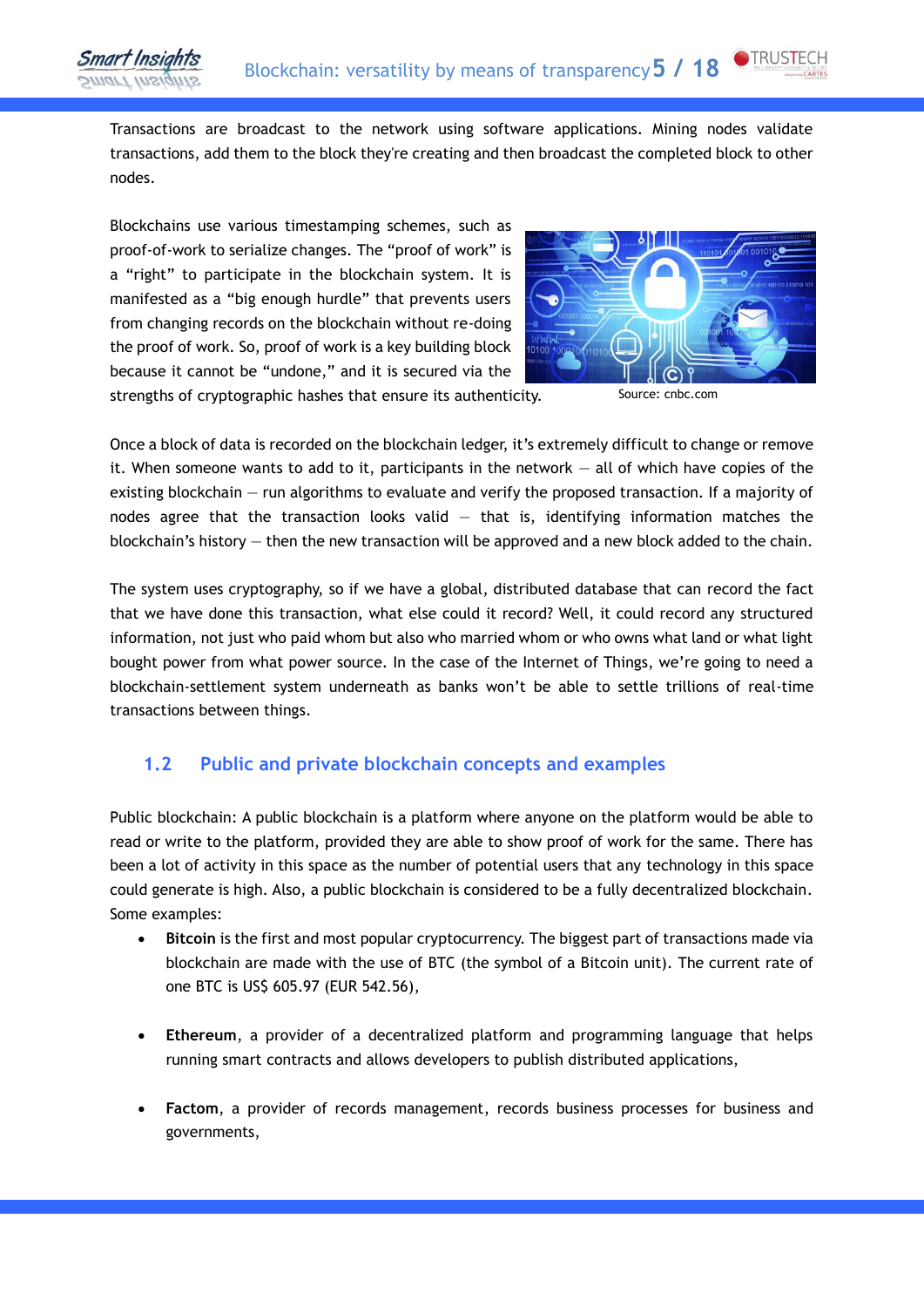Transactions are broadcast to the network using software applications. Mining nodes validate transactions, add them to the block they're creating and then broadcast the completed block to other nodes.

Blockchains use various timestamping schemes, such as proof-of-work to serialize changes. The "proof of work" is a "right" to participate in the blockchain system. It is manifested as a "big enough hurdle" that prevents users from changing records on the blockchain without re-doing the proof of work. So, proof of work is a key building block because it cannot be "undone," and it is secured via the strengths of cryptographic hashes that ensure its authenticity.

Source: cnbc.com

Once a block of data is recorded on the blockchain ledger, it's extremely difficult to change or remove it. When someone wants to add to it, participants in the network — all of which have copies of the existing blockchain — run algorithms to evaluate and verify the proposed transaction. If a majority of nodes agree that the transaction looks valid — that is, identifying information matches the blockchain's history — then the new transaction will be approved and a new block added to the chain.

The system uses cryptography, so if we have a global, distributed database that can record the fact that we have done this transaction, what else could it record? Well, it could record any structured information, not just who paid whom but also who married whom or who owns what land or what light bought power from what power source. In the case of the Internet of Things, we're going to need a blockchain-settlement system underneath as banks won't be able to settle trillions of real-time transactions between things.

## 1.2 Public and private blockchain concepts and examples

Public blockchain: A public blockchain is a platform where anyone on the platform would be able to read or write to the platform, provided they are able to show proof of work for the same. There has been a lot of activity in this space as the number of potential users that any technology in this space could generate is high. Also, a public blockchain is considered to be a fully decentralized blockchain. Some examples:

- **Bitcoin** is the first and most popular cryptocurrency. The biggest part of transactions made via blockchain are made with the use of BTC (the symbol of a Bitcoin unit). The current rate of one BTC is US$ 605.97 (EUR 542.56),

- **Ethereum**, a provider of a decentralized platform and programming language that helps running smart contracts and allows developers to publish distributed applications,

- **Factom**, a provider of records management, records business processes for business and governments,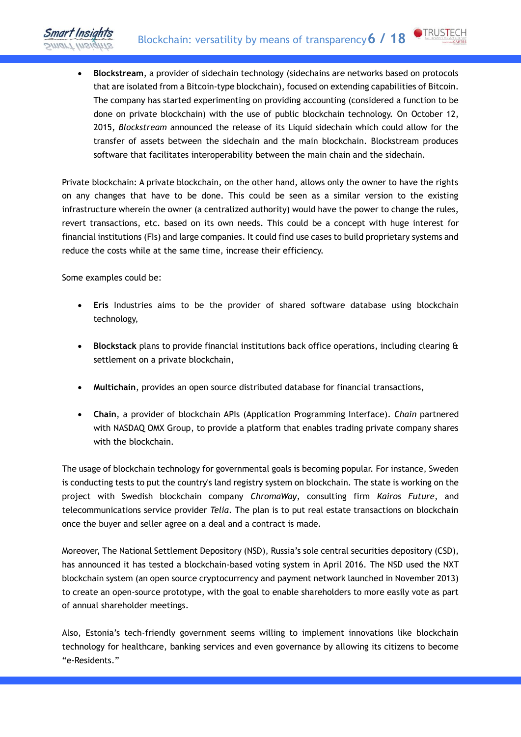- **Blockstream**, a provider of sidechain technology (sidechains are networks based on protocols that are isolated from a Bitcoin-type blockchain), focused on extending capabilities of Bitcoin. The company has started experimenting on providing accounting (considered a function to be done on private blockchain) with the use of public blockchain technology. On October 12, 2015, *Blockstream* announced the release of its Liquid sidechain which could allow for the transfer of assets between the sidechain and the main blockchain. Blockstream produces software that facilitates interoperability between the main chain and the sidechain.

Private blockchain: A private blockchain, on the other hand, allows only the owner to have the rights on any changes that have to be done. This could be seen as a similar version to the existing infrastructure wherein the owner (a centralized authority) would have the power to change the rules, revert transactions, etc. based on its own needs. This could be a concept with huge interest for financial institutions (FIs) and large companies. It could find use cases to build proprietary systems and reduce the costs while at the same time, increase their efficiency.

Some examples could be:

- **Eris** Industries aims to be the provider of shared software database using blockchain technology,

- **Blockstack** plans to provide financial institutions back office operations, including clearing & settlement on a private blockchain,

- **Multichain**, provides an open source distributed database for financial transactions,

- **Chain**, a provider of blockchain APIs (Application Programming Interface). *Chain* partnered with NASDAQ OMX Group, to provide a platform that enables trading private company shares with the blockchain.

The usage of blockchain technology for governmental goals is becoming popular. For instance, Sweden is conducting tests to put the country's land registry system on blockchain. The state is working on the project with Swedish blockchain company *ChromaWay*, consulting firm *Kairos Future*, and telecommunications service provider *Telia*. The plan is to put real estate transactions on blockchain once the buyer and seller agree on a deal and a contract is made.

Moreover, The National Settlement Depository (NSD), Russia's sole central securities depository (CSD), has announced it has tested a blockchain-based voting system in April 2016. The NSD used the NXT blockchain system (an open source cryptocurrency and payment network launched in November 2013) to create an open-source prototype, with the goal to enable shareholders to more easily vote as part of annual shareholder meetings.

Also, Estonia's tech-friendly government seems willing to implement innovations like blockchain technology for healthcare, banking services and even governance by allowing its citizens to become "e-Residents."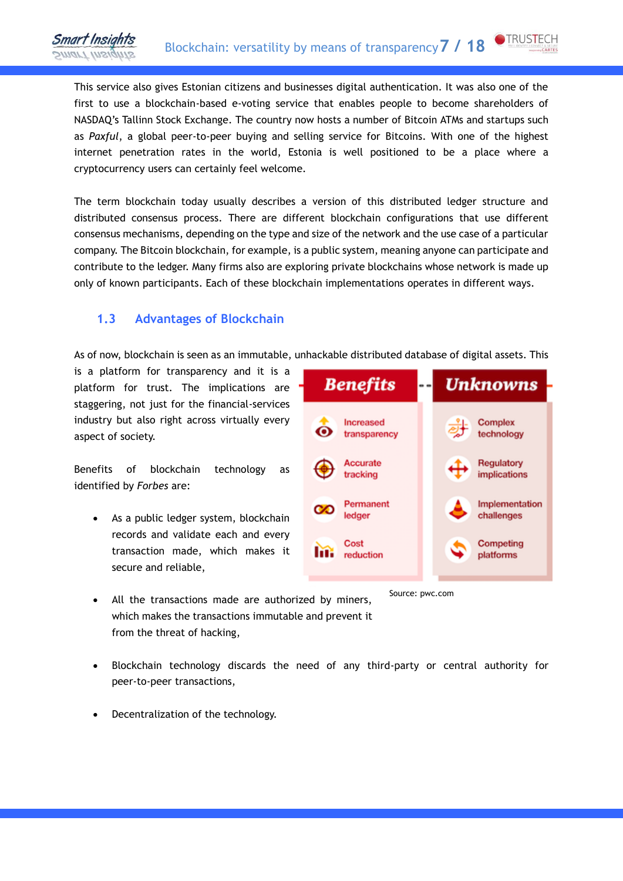This service also gives Estonian citizens and businesses digital authentication. It was also one of the first to use a blockchain-based e-voting service that enables people to become shareholders of NASDAQ's Tallinn Stock Exchange. The country now hosts a number of Bitcoin ATMs and startups such as *Paxful*, a global peer-to-peer buying and selling service for Bitcoins. With one of the highest internet penetration rates in the world, Estonia is well positioned to be a place where a cryptocurrency users can certainly feel welcome.

The term blockchain today usually describes a version of this distributed ledger structure and distributed consensus process. There are different blockchain configurations that use different consensus mechanisms, depending on the type and size of the network and the use case of a particular company. The Bitcoin blockchain, for example, is a public system, meaning anyone can participate and contribute to the ledger. Many firms also are exploring private blockchains whose network is made up only of known participants. Each of these blockchain implementations operates in different ways.

## 1.3 Advantages of Blockchain

As of now, blockchain is seen as an immutable, unhackable distributed database of digital assets. This is a platform for transparency and it is a platform for trust. The implications are staggering, not just for the financial-services industry but also right across virtually every aspect of society.

| Benefits | Unknowns |
|---|---|
| Increased transparency | Complex technology |
| Accurate tracking | Regulatory implications |
| Permanent ledger | Implementation challenges |
| Cost reduction | Competing platforms |

Source: pwc.com

Benefits of blockchain technology as identified by *Forbes* are:

- As a public ledger system, blockchain records and validate each and every transaction made, which makes it secure and reliable,
- All the transactions made are authorized by miners, which makes the transactions immutable and prevent it from the threat of hacking,
- Blockchain technology discards the need of any third-party or central authority for peer-to-peer transactions,
- Decentralization of the technology.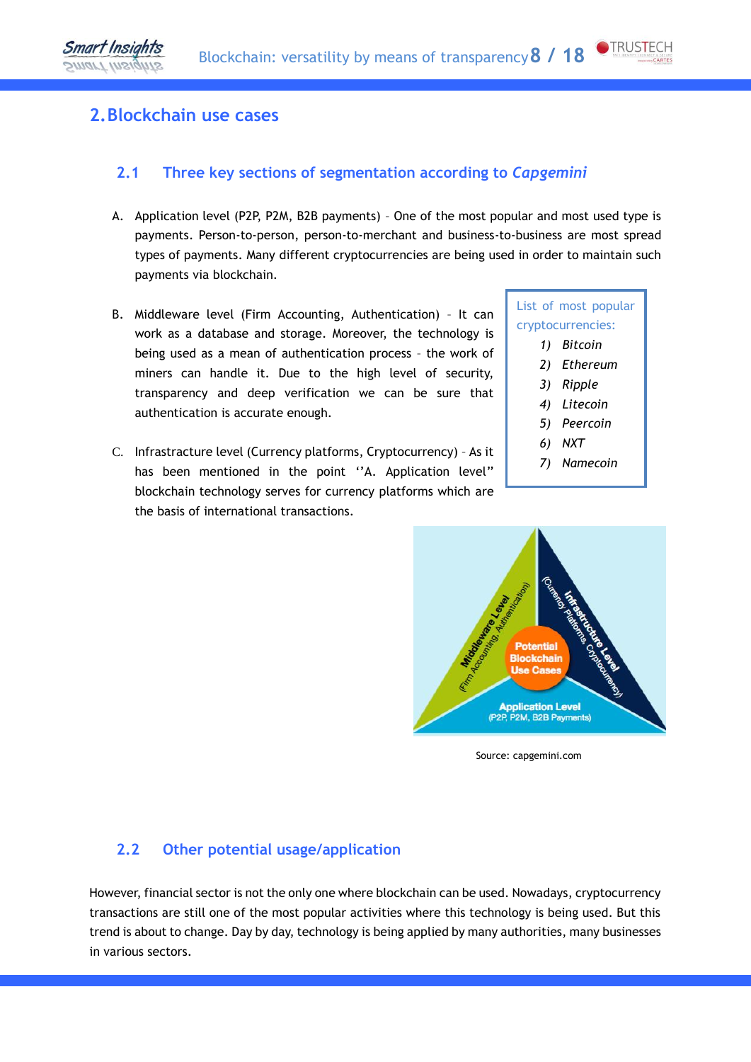## 2. Blockchain use cases

### 2.1 Three key sections of segmentation according to *Capgemini*

A. Application level (P2P, P2M, B2B payments) – One of the most popular and most used type is payments. Person-to-person, person-to-merchant and business-to-business are most spread types of payments. Many different cryptocurrencies are being used in order to maintain such payments via blockchain.

B. Middleware level (Firm Accounting, Authentication) – It can work as a database and storage. Moreover, the technology is being used as a mean of authentication process – the work of miners can handle it. Due to the high level of security, transparency and deep verification we can be sure that authentication is accurate enough.

C. Infrastructure level (Currency platforms, Cryptocurrency) – As it has been mentioned in the point ''A. Application level'' blockchain technology serves for currency platforms which are the basis of international transactions.

List of most popular cryptocurrencies:

1) *Bitcoin*
2) *Ethereum*
3) *Ripple*
4) *Litecoin*
5) *Peercoin*
6) *NXT*
7) *Namecoin*

Source: capgemini.com

### 2.2 Other potential usage/application

However, financial sector is not the only one where blockchain can be used. Nowadays, cryptocurrency transactions are still one of the most popular activities where this technology is being used. But this trend is about to change. Day by day, technology is being applied by many authorities, many businesses in various sectors.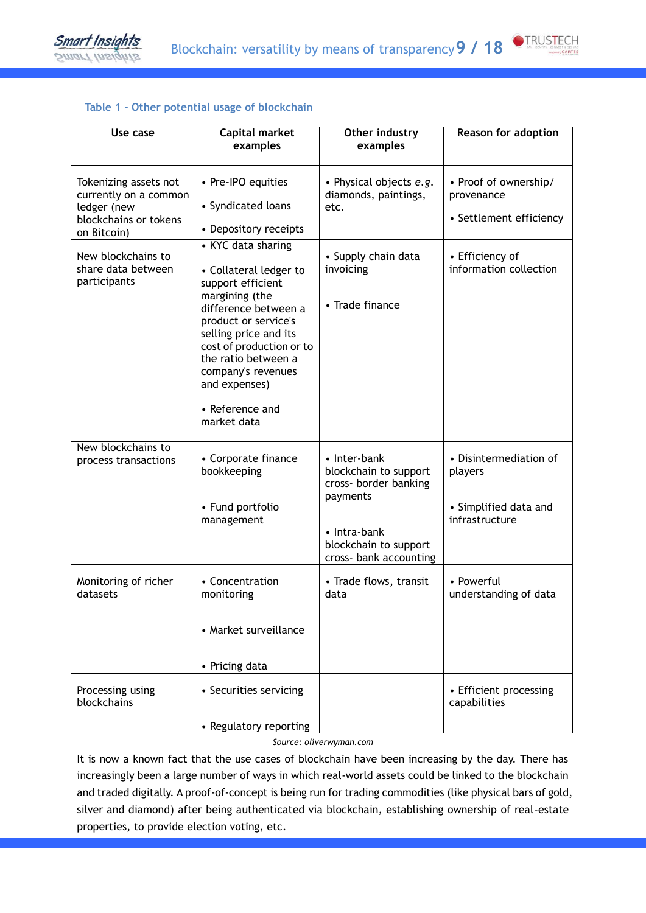Table 1 - Other potential usage of blockchain

| Use case | Capital market examples | Other industry examples | Reason for adoption |
|---|---|---|---|
| Tokenizing assets not currently on a common ledger (new blockchains or tokens on Bitcoin) | • Pre-IPO equities<br>• Syndicated loans<br>• Depository receipts | • Physical objects *e.g.* diamonds, paintings, etc. | • Proof of ownership/ provenance<br>• Settlement efficiency |
| New blockchains to share data between participants | • KYC data sharing<br>• Collateral ledger to support efficient margining (the difference between a product or service's selling price and its cost of production or to the ratio between a company's revenues and expenses)<br>• Reference and market data | • Supply chain data invoicing<br>• Trade finance | • Efficiency of information collection |
| New blockchains to process transactions | • Corporate finance bookkeeping<br>• Fund portfolio management | • Inter-bank blockchain to support cross- border banking payments<br>• Intra-bank blockchain to support cross- bank accounting | • Disintermediation of players<br>• Simplified data and infrastructure |
| Monitoring of richer datasets | • Concentration monitoring<br>• Market surveillance<br>• Pricing data | • Trade flows, transit data | • Powerful understanding of data |
| Processing using blockchains | • Securities servicing<br>• Regulatory reporting | | • Efficient processing capabilities |

*Source: oliverwyman.com*

It is now a known fact that the use cases of blockchain have been increasing by the day. There has increasingly been a large number of ways in which real-world assets could be linked to the blockchain and traded digitally. A proof-of-concept is being run for trading commodities (like physical bars of gold, silver and diamond) after being authenticated via blockchain, establishing ownership of real-estate properties, to provide election voting, etc.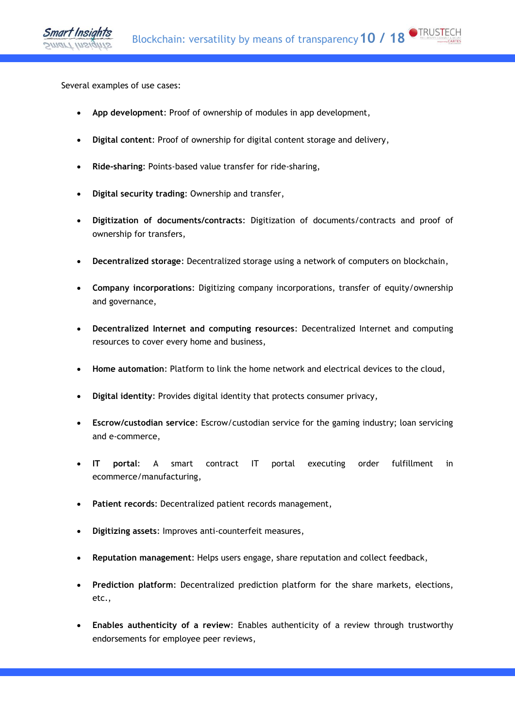Several examples of use cases:

- **App development**: Proof of ownership of modules in app development,
- **Digital content**: Proof of ownership for digital content storage and delivery,
- **Ride-sharing**: Points-based value transfer for ride-sharing,
- **Digital security trading**: Ownership and transfer,
- **Digitization of documents/contracts**: Digitization of documents/contracts and proof of ownership for transfers,
- **Decentralized storage**: Decentralized storage using a network of computers on blockchain,
- **Company incorporations**: Digitizing company incorporations, transfer of equity/ownership and governance,
- **Decentralized Internet and computing resources**: Decentralized Internet and computing resources to cover every home and business,
- **Home automation**: Platform to link the home network and electrical devices to the cloud,
- **Digital identity**: Provides digital identity that protects consumer privacy,
- **Escrow/custodian service**: Escrow/custodian service for the gaming industry; loan servicing and e-commerce,
- **IT portal**: A smart contract IT portal executing order fulfillment in ecommerce/manufacturing,
- **Patient records**: Decentralized patient records management,
- **Digitizing assets**: Improves anti-counterfeit measures,
- **Reputation management**: Helps users engage, share reputation and collect feedback,
- **Prediction platform**: Decentralized prediction platform for the share markets, elections, etc.,
- **Enables authenticity of a review**: Enables authenticity of a review through trustworthy endorsements for employee peer reviews,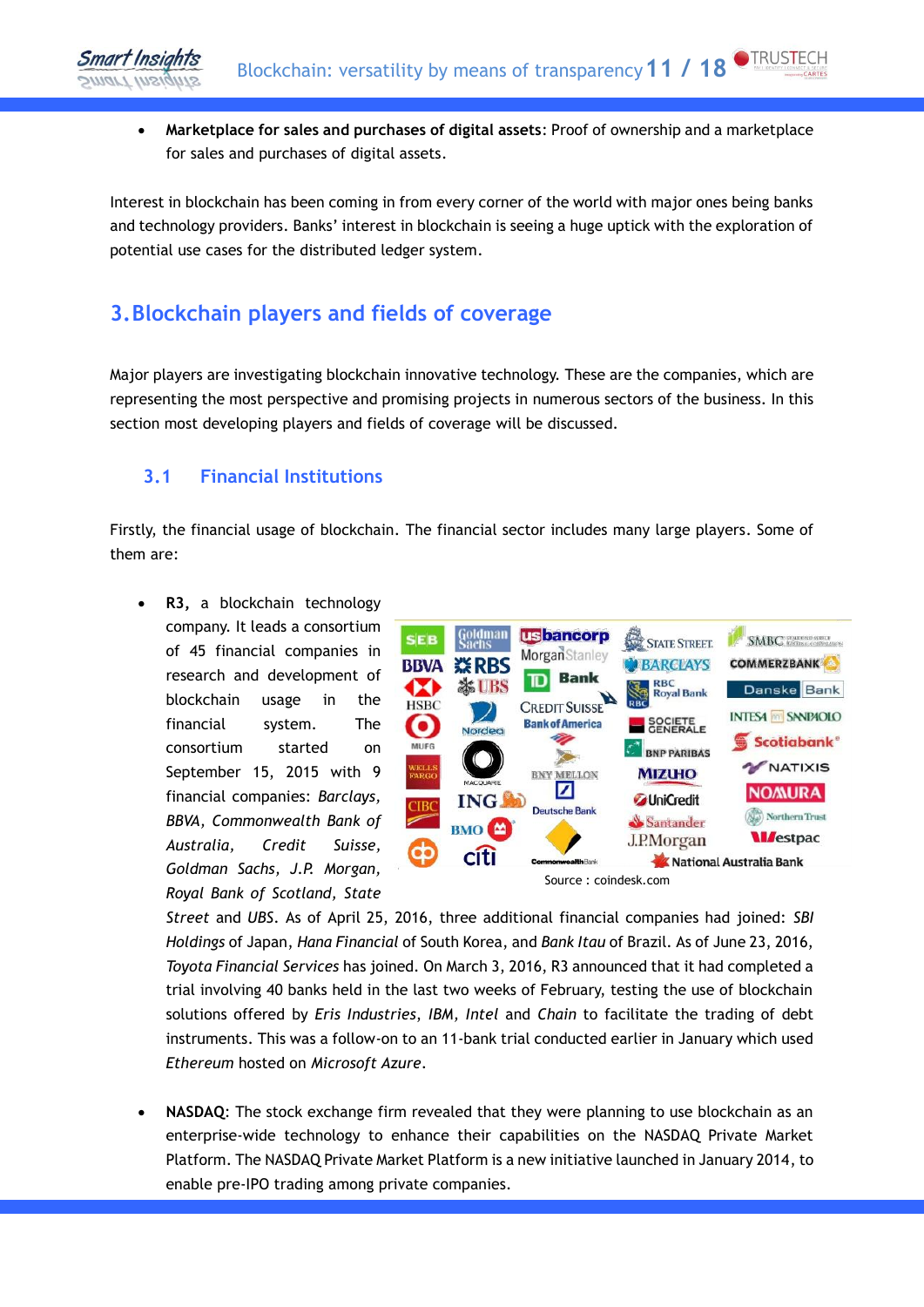- **Marketplace for sales and purchases of digital assets**: Proof of ownership and a marketplace for sales and purchases of digital assets.

Interest in blockchain has been coming in from every corner of the world with major ones being banks and technology providers. Banks' interest in blockchain is seeing a huge uptick with the exploration of potential use cases for the distributed ledger system.

## 3. Blockchain players and fields of coverage

Major players are investigating blockchain innovative technology. These are the companies, which are representing the most perspective and promising projects in numerous sectors of the business. In this section most developing players and fields of coverage will be discussed.

### 3.1 Financial Institutions

Firstly, the financial usage of blockchain. The financial sector includes many large players. Some of them are:

- **R3,** a blockchain technology company. It leads a consortium of 45 financial companies in research and development of blockchain usage in the financial system. The consortium started on September 15, 2015 with 9 financial companies: *Barclays, BBVA, Commonwealth Bank of Australia, Credit Suisse, Goldman Sachs, J.P. Morgan, Royal Bank of Scotland, State Street* and *UBS*. As of April 25, 2016, three additional financial companies had joined: *SBI Holdings* of Japan, *Hana Financial* of South Korea, and *Bank Itau* of Brazil. As of June 23, 2016, *Toyota Financial Services* has joined. On March 3, 2016, R3 announced that it had completed a trial involving 40 banks held in the last two weeks of February, testing the use of blockchain solutions offered by *Eris Industries, IBM, Intel* and *Chain* to facilitate the trading of debt instruments. This was a follow-on to an 11-bank trial conducted earlier in January which used *Ethereum* hosted on *Microsoft Azure*.

Source : coindesk.com

- **NASDAQ**: The stock exchange firm revealed that they were planning to use blockchain as an enterprise-wide technology to enhance their capabilities on the NASDAQ Private Market Platform. The NASDAQ Private Market Platform is a new initiative launched in January 2014, to enable pre-IPO trading among private companies.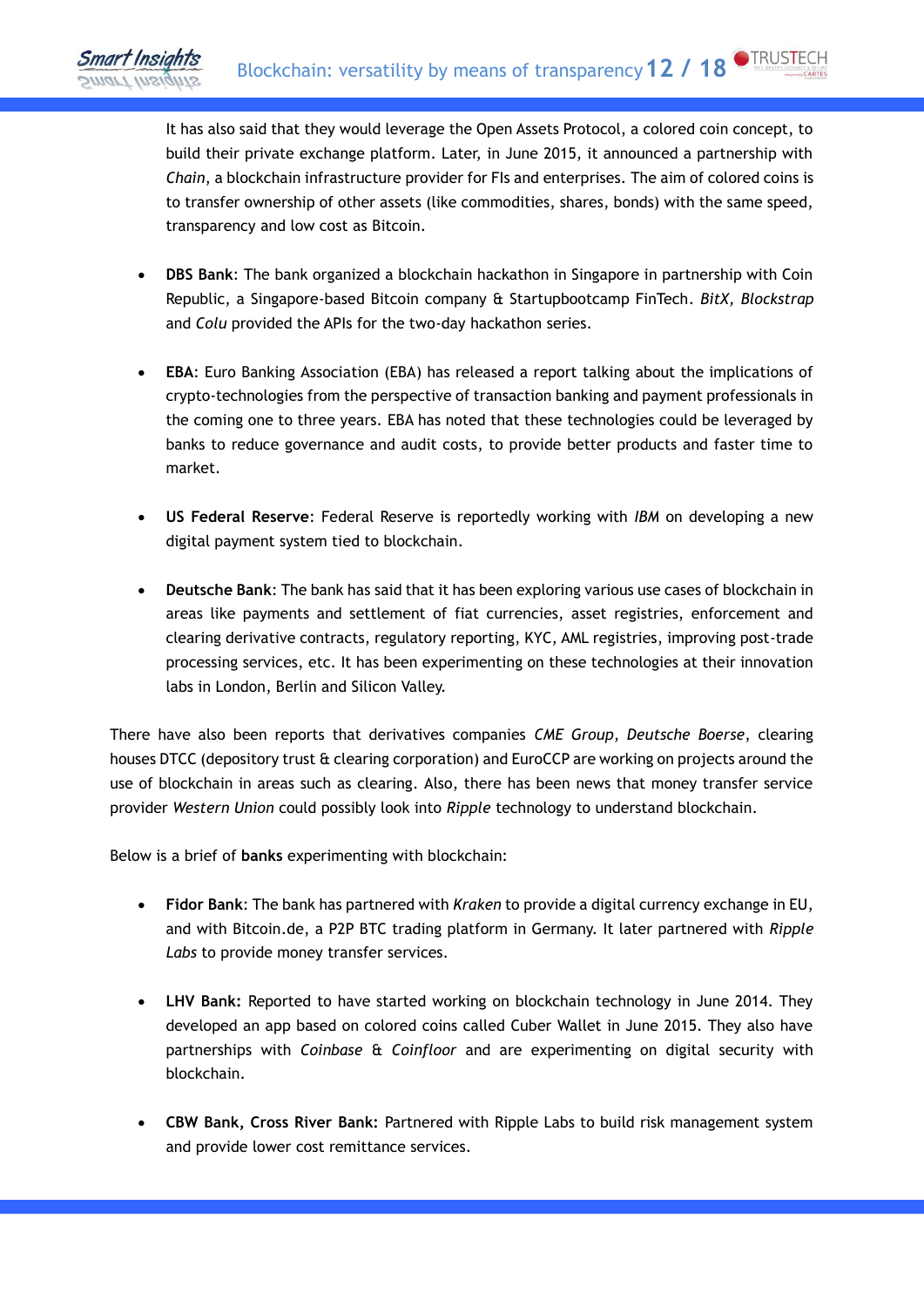It has also said that they would leverage the Open Assets Protocol, a colored coin concept, to build their private exchange platform. Later, in June 2015, it announced a partnership with *Chain*, a blockchain infrastructure provider for FIs and enterprises. The aim of colored coins is to transfer ownership of other assets (like commodities, shares, bonds) with the same speed, transparency and low cost as Bitcoin.

- **DBS Bank**: The bank organized a blockchain hackathon in Singapore in partnership with Coin Republic, a Singapore-based Bitcoin company & Startupbootcamp FinTech. *BitX, Blockstrap* and *Colu* provided the APIs for the two-day hackathon series.

- **EBA**: Euro Banking Association (EBA) has released a report talking about the implications of crypto-technologies from the perspective of transaction banking and payment professionals in the coming one to three years. EBA has noted that these technologies could be leveraged by banks to reduce governance and audit costs, to provide better products and faster time to market.

- **US Federal Reserve**: Federal Reserve is reportedly working with *IBM* on developing a new digital payment system tied to blockchain.

- **Deutsche Bank**: The bank has said that it has been exploring various use cases of blockchain in areas like payments and settlement of fiat currencies, asset registries, enforcement and clearing derivative contracts, regulatory reporting, KYC, AML registries, improving post-trade processing services, etc. It has been experimenting on these technologies at their innovation labs in London, Berlin and Silicon Valley.

There have also been reports that derivatives companies *CME Group*, *Deutsche Boerse*, clearing houses DTCC (depository trust & clearing corporation) and EuroCCP are working on projects around the use of blockchain in areas such as clearing. Also, there has been news that money transfer service provider *Western Union* could possibly look into *Ripple* technology to understand blockchain.

Below is a brief of **banks** experimenting with blockchain:

- **Fidor Bank**: The bank has partnered with *Kraken* to provide a digital currency exchange in EU, and with Bitcoin.de, a P2P BTC trading platform in Germany. It later partnered with *Ripple Labs* to provide money transfer services.

- **LHV Bank:** Reported to have started working on blockchain technology in June 2014. They developed an app based on colored coins called Cuber Wallet in June 2015. They also have partnerships with *Coinbase* & *Coinfloor* and are experimenting on digital security with blockchain.

- **CBW Bank, Cross River Bank:** Partnered with Ripple Labs to build risk management system and provide lower cost remittance services.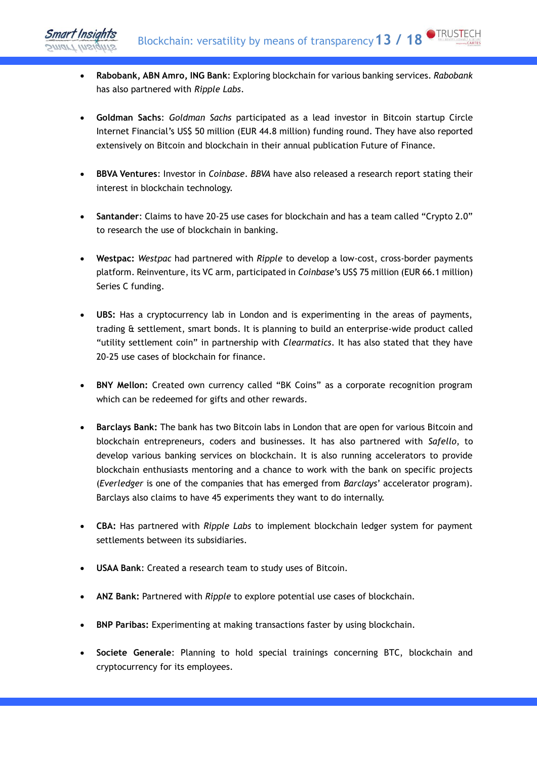- **Rabobank, ABN Amro, ING Bank**: Exploring blockchain for various banking services. *Rabobank* has also partnered with *Ripple Labs*.

- **Goldman Sachs**: *Goldman Sachs* participated as a lead investor in Bitcoin startup Circle Internet Financial's US$ 50 million (EUR 44.8 million) funding round. They have also reported extensively on Bitcoin and blockchain in their annual publication Future of Finance.

- **BBVA Ventures**: Investor in *Coinbase*. *BBVA* have also released a research report stating their interest in blockchain technology.

- **Santander**: Claims to have 20-25 use cases for blockchain and has a team called "Crypto 2.0" to research the use of blockchain in banking.

- **Westpac:** *Westpac* had partnered with *Ripple* to develop a low-cost, cross-border payments platform. Reinventure, its VC arm, participated in *Coinbase*'s US$ 75 million (EUR 66.1 million) Series C funding.

- **UBS:** Has a cryptocurrency lab in London and is experimenting in the areas of payments, trading & settlement, smart bonds. It is planning to build an enterprise-wide product called "utility settlement coin" in partnership with *Clearmatics*. It has also stated that they have 20-25 use cases of blockchain for finance.

- **BNY Mellon:** Created own currency called "BK Coins" as a corporate recognition program which can be redeemed for gifts and other rewards.

- **Barclays Bank:** The bank has two Bitcoin labs in London that are open for various Bitcoin and blockchain entrepreneurs, coders and businesses. It has also partnered with *Safello*, to develop various banking services on blockchain. It is also running accelerators to provide blockchain enthusiasts mentoring and a chance to work with the bank on specific projects (*Everledger* is one of the companies that has emerged from *Barclays*' accelerator program). Barclays also claims to have 45 experiments they want to do internally.

- **CBA:** Has partnered with *Ripple Labs* to implement blockchain ledger system for payment settlements between its subsidiaries.

- **USAA Bank**: Created a research team to study uses of Bitcoin.

- **ANZ Bank:** Partnered with *Ripple* to explore potential use cases of blockchain.

- **BNP Paribas:** Experimenting at making transactions faster by using blockchain.

- **Societe Generale**: Planning to hold special trainings concerning BTC, blockchain and cryptocurrency for its employees.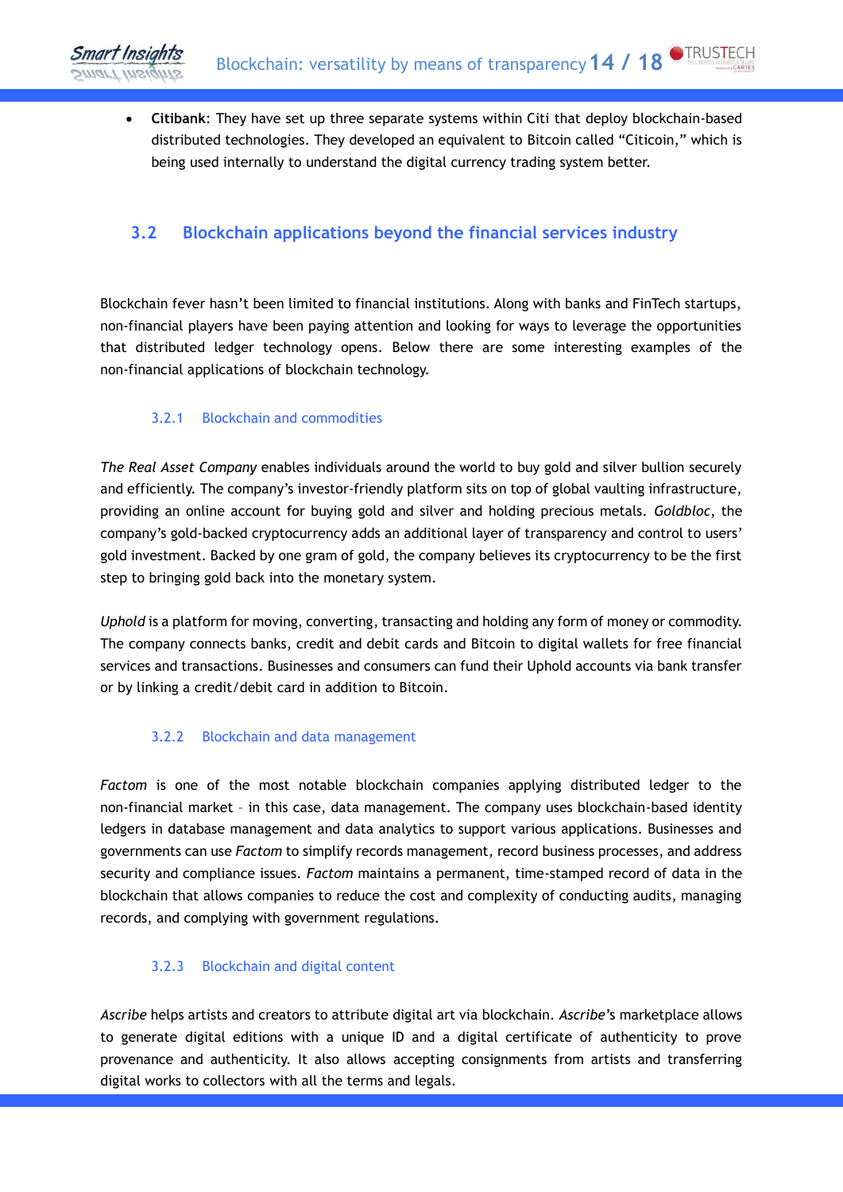- **Citibank**: They have set up three separate systems within Citi that deploy blockchain-based distributed technologies. They developed an equivalent to Bitcoin called "Citicoin," which is being used internally to understand the digital currency trading system better.

## 3.2 Blockchain applications beyond the financial services industry

Blockchain fever hasn't been limited to financial institutions. Along with banks and FinTech startups, non-financial players have been paying attention and looking for ways to leverage the opportunities that distributed ledger technology opens. Below there are some interesting examples of the non-financial applications of blockchain technology.

### 3.2.1 Blockchain and commodities

*The Real Asset Company* enables individuals around the world to buy gold and silver bullion securely and efficiently. The company's investor-friendly platform sits on top of global vaulting infrastructure, providing an online account for buying gold and silver and holding precious metals. *Goldbloc*, the company's gold-backed cryptocurrency adds an additional layer of transparency and control to users' gold investment. Backed by one gram of gold, the company believes its cryptocurrency to be the first step to bringing gold back into the monetary system.

*Uphold* is a platform for moving, converting, transacting and holding any form of money or commodity. The company connects banks, credit and debit cards and Bitcoin to digital wallets for free financial services and transactions. Businesses and consumers can fund their Uphold accounts via bank transfer or by linking a credit/debit card in addition to Bitcoin.

### 3.2.2 Blockchain and data management

*Factom* is one of the most notable blockchain companies applying distributed ledger to the non-financial market – in this case, data management. The company uses blockchain-based identity ledgers in database management and data analytics to support various applications. Businesses and governments can use *Factom* to simplify records management, record business processes, and address security and compliance issues. *Factom* maintains a permanent, time-stamped record of data in the blockchain that allows companies to reduce the cost and complexity of conducting audits, managing records, and complying with government regulations.

### 3.2.3 Blockchain and digital content

*Ascribe* helps artists and creators to attribute digital art via blockchain. *Ascribe*'s marketplace allows to generate digital editions with a unique ID and a digital certificate of authenticity to prove provenance and authenticity. It also allows accepting consignments from artists and transferring digital works to collectors with all the terms and legals.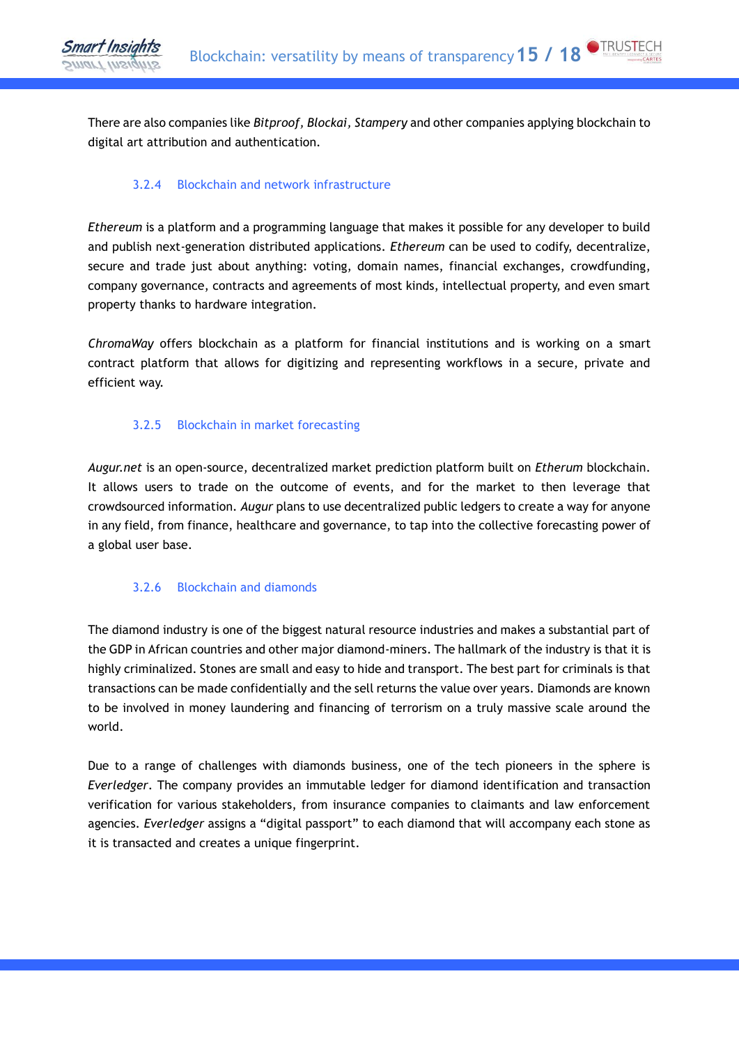There are also companies like *Bitproof*, *Blockai*, *Stampery* and other companies applying blockchain to digital art attribution and authentication.

### 3.2.4 Blockchain and network infrastructure

*Ethereum* is a platform and a programming language that makes it possible for any developer to build and publish next-generation distributed applications. *Ethereum* can be used to codify, decentralize, secure and trade just about anything: voting, domain names, financial exchanges, crowdfunding, company governance, contracts and agreements of most kinds, intellectual property, and even smart property thanks to hardware integration.

*ChromaWay* offers blockchain as a platform for financial institutions and is working on a smart contract platform that allows for digitizing and representing workflows in a secure, private and efficient way.

### 3.2.5 Blockchain in market forecasting

*Augur.net* is an open-source, decentralized market prediction platform built on *Etherum* blockchain. It allows users to trade on the outcome of events, and for the market to then leverage that crowdsourced information. *Augur* plans to use decentralized public ledgers to create a way for anyone in any field, from finance, healthcare and governance, to tap into the collective forecasting power of a global user base.

### 3.2.6 Blockchain and diamonds

The diamond industry is one of the biggest natural resource industries and makes a substantial part of the GDP in African countries and other major diamond-miners. The hallmark of the industry is that it is highly criminalized. Stones are small and easy to hide and transport. The best part for criminals is that transactions can be made confidentially and the sell returns the value over years. Diamonds are known to be involved in money laundering and financing of terrorism on a truly massive scale around the world.

Due to a range of challenges with diamonds business, one of the tech pioneers in the sphere is *Everledger*. The company provides an immutable ledger for diamond identification and transaction verification for various stakeholders, from insurance companies to claimants and law enforcement agencies. *Everledger* assigns a “digital passport” to each diamond that will accompany each stone as it is transacted and creates a unique fingerprint.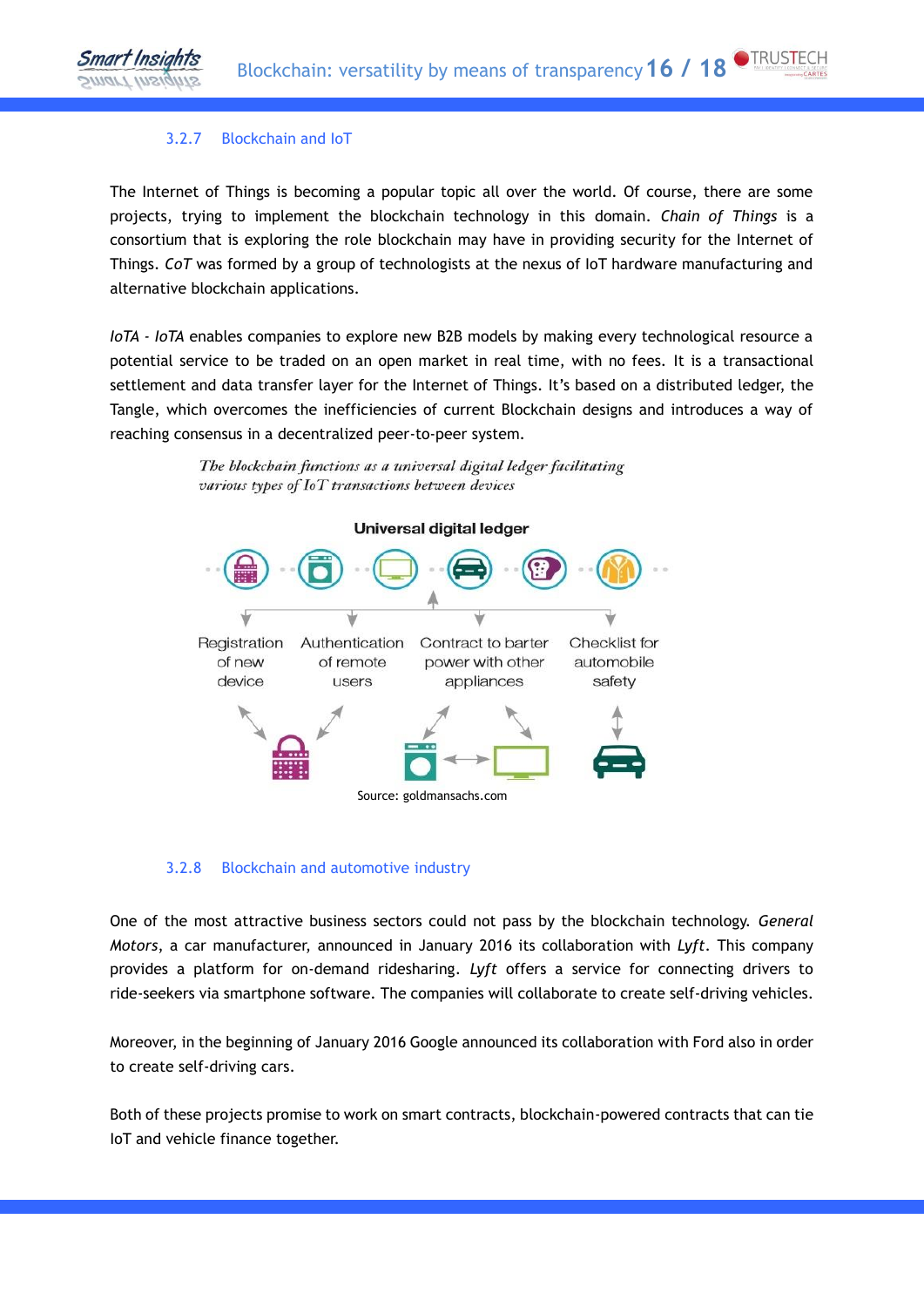### 3.2.7 Blockchain and IoT

The Internet of Things is becoming a popular topic all over the world. Of course, there are some projects, trying to implement the blockchain technology in this domain. *Chain of Things* is a consortium that is exploring the role blockchain may have in providing security for the Internet of Things. *CoT* was formed by a group of technologists at the nexus of IoT hardware manufacturing and alternative blockchain applications.

*IoTA* - *IoTA* enables companies to explore new B2B models by making every technological resource a potential service to be traded on an open market in real time, with no fees. It is a transactional settlement and data transfer layer for the Internet of Things. It's based on a distributed ledger, the Tangle, which overcomes the inefficiencies of current Blockchain designs and introduces a way of reaching consensus in a decentralized peer-to-peer system.

*The blockchain functions as a universal digital ledger facilitating various types of IoT transactions between devices*

**Universal digital ledger**

Registration of new device | Authentication of remote users | Contract to barter power with other appliances | Checklist for automobile safety

Source: goldmansachs.com

### 3.2.8 Blockchain and automotive industry

One of the most attractive business sectors could not pass by the blockchain technology. *General Motors*, a car manufacturer, announced in January 2016 its collaboration with *Lyft*. This company provides a platform for on-demand ridesharing. *Lyft* offers a service for connecting drivers to ride-seekers via smartphone software. The companies will collaborate to create self-driving vehicles.

Moreover, in the beginning of January 2016 Google announced its collaboration with Ford also in order to create self-driving cars.

Both of these projects promise to work on smart contracts, blockchain-powered contracts that can tie IoT and vehicle finance together.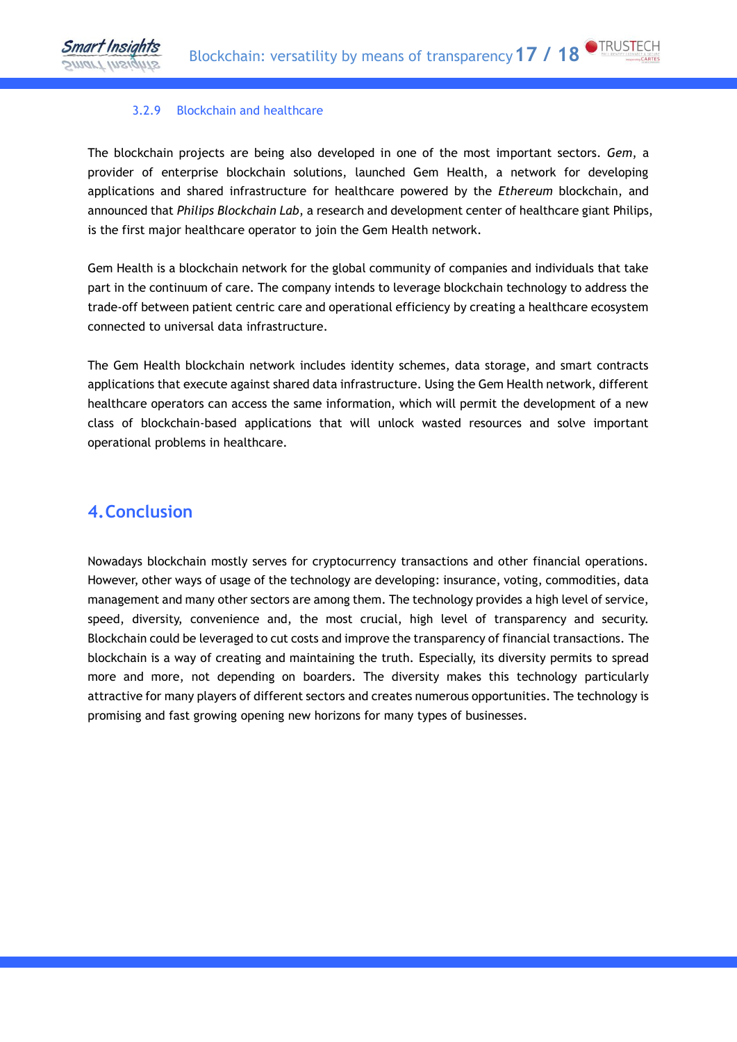### 3.2.9 Blockchain and healthcare

The blockchain projects are being also developed in one of the most important sectors. *Gem*, a provider of enterprise blockchain solutions, launched Gem Health, a network for developing applications and shared infrastructure for healthcare powered by the *Ethereum* blockchain, and announced that *Philips Blockchain Lab*, a research and development center of healthcare giant Philips, is the first major healthcare operator to join the Gem Health network.

Gem Health is a blockchain network for the global community of companies and individuals that take part in the continuum of care. The company intends to leverage blockchain technology to address the trade-off between patient centric care and operational efficiency by creating a healthcare ecosystem connected to universal data infrastructure.

The Gem Health blockchain network includes identity schemes, data storage, and smart contracts applications that execute against shared data infrastructure. Using the Gem Health network, different healthcare operators can access the same information, which will permit the development of a new class of blockchain-based applications that will unlock wasted resources and solve important operational problems in healthcare.

# 4. Conclusion

Nowadays blockchain mostly serves for cryptocurrency transactions and other financial operations. However, other ways of usage of the technology are developing: insurance, voting, commodities, data management and many other sectors are among them. The technology provides a high level of service, speed, diversity, convenience and, the most crucial, high level of transparency and security. Blockchain could be leveraged to cut costs and improve the transparency of financial transactions. The blockchain is a way of creating and maintaining the truth. Especially, its diversity permits to spread more and more, not depending on boarders. The diversity makes this technology particularly attractive for many players of different sectors and creates numerous opportunities. The technology is promising and fast growing opening new horizons for many types of businesses.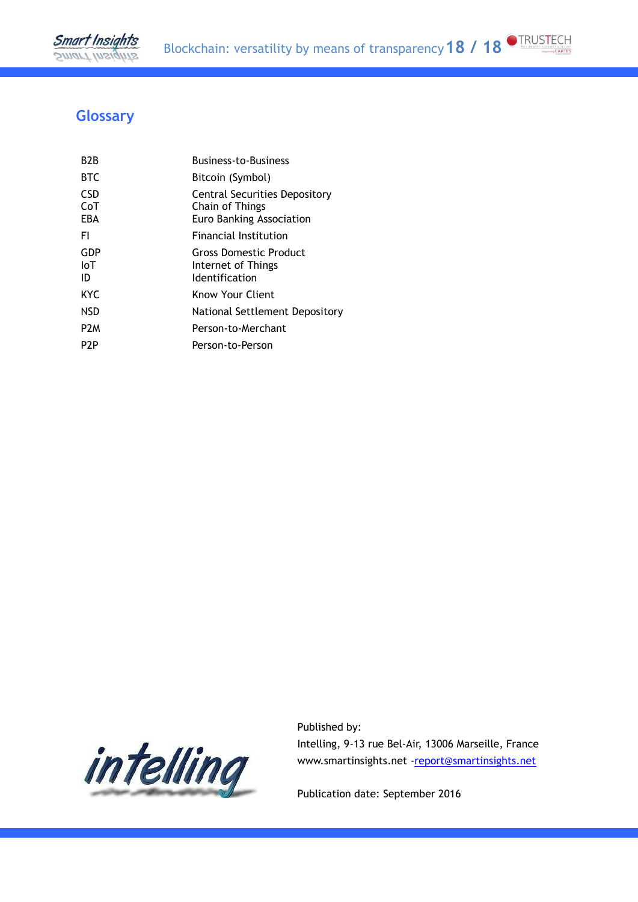## Glossary

| | |
|---|---|
| B2B | Business-to-Business |
| BTC | Bitcoin (Symbol) |
| CSD | Central Securities Depository |
| CoT | Chain of Things |
| EBA | Euro Banking Association |
| FI | Financial Institution |
| GDP | Gross Domestic Product |
| IoT | Internet of Things |
| ID | Identification |
| KYC | Know Your Client |
| NSD | National Settlement Depository |
| P2M | Person-to-Merchant |
| P2P | Person-to-Person |

intelling

Published by:
Intelling, 9-13 rue Bel-Air, 13006 Marseille, France
www.smartinsights.net -report@smartinsights.net

Publication date: September 2016